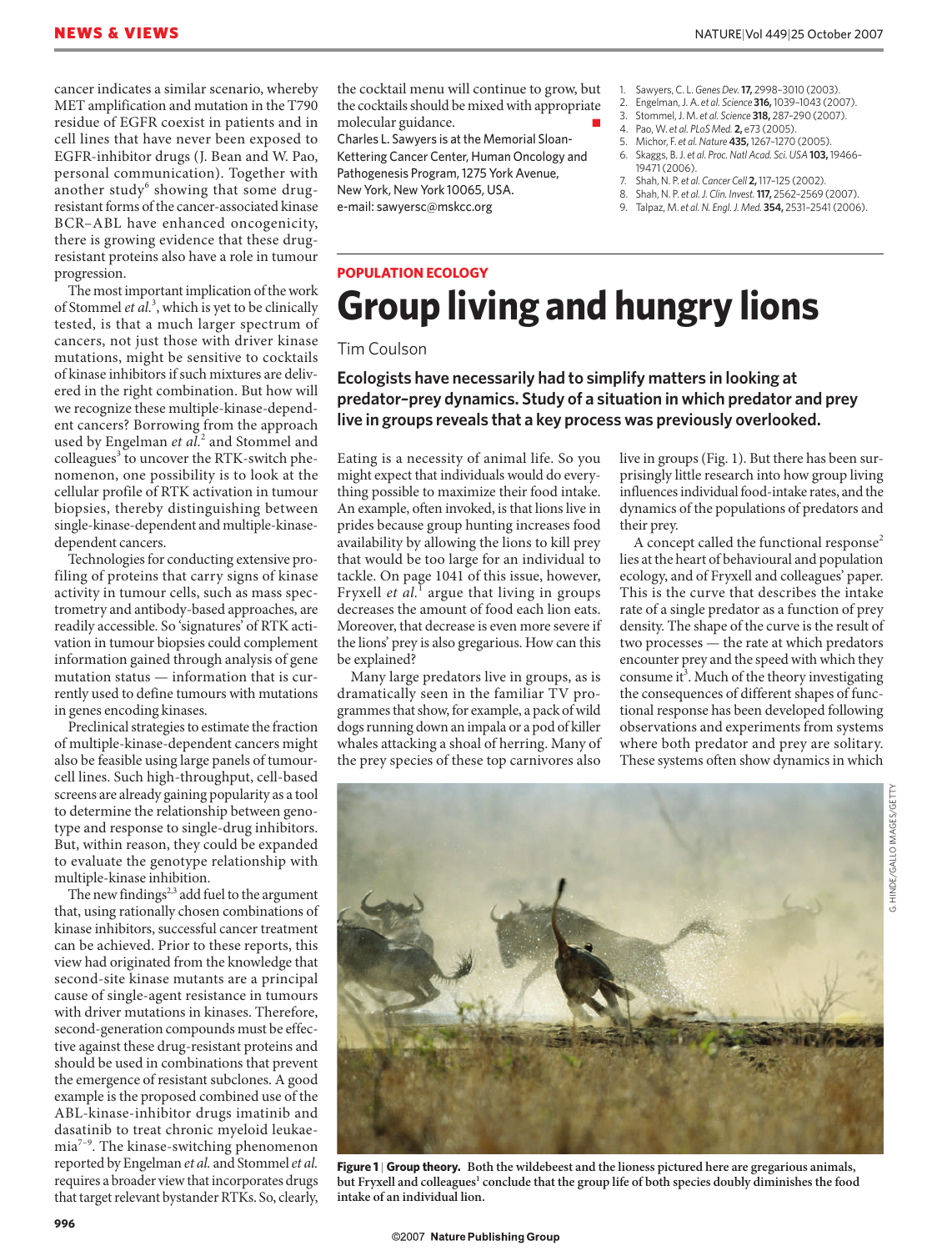cancer indicates a similar scenario, whereby MET amplification and mutation in the T790 residue of EGFR coexist in patients and in cell lines that have never been exposed to EGFR-inhibitor drugs (J. Bean and W. Pao, personal communication). Together with another study[6] showing that some drug-resistant forms of the cancer-associated kinase BCR–ABL have enhanced oncogenicity, there is growing evidence that these drug-resistant proteins also have a role in tumour progression.

The most important implication of the work of Stommel *et al.*[3], which is yet to be clinically tested, is that a much larger spectrum of cancers, not just those with driver kinase mutations, might be sensitive to cocktails of kinase inhibitors if such mixtures are delivered in the right combination. But how will we recognize these multiple-kinase-dependent cancers? Borrowing from the approach used by Engelman *et al.*[2] and Stommel and colleagues[3] to uncover the RTK-switch phenomenon, one possibility is to look at the cellular profile of RTK activation in tumour biopsies, thereby distinguishing between single-kinase-dependent and multiple-kinase-dependent cancers.

Technologies for conducting extensive profiling of proteins that carry signs of kinase activity in tumour cells, such as mass spectrometry and antibody-based approaches, are readily accessible. So 'signatures' of RTK activation in tumour biopsies could complement information gained through analysis of gene mutation status — information that is currently used to define tumours with mutations in genes encoding kinases.

Preclinical strategies to estimate the fraction of multiple-kinase-dependent cancers might also be feasible using large panels of tumour-cell lines. Such high-throughput, cell-based screens are already gaining popularity as a tool to determine the relationship between genotype and response to single-drug inhibitors. But, within reason, they could be expanded to evaluate the genotype relationship with multiple-kinase inhibition.

The new findings[2,3] add fuel to the argument that, using rationally chosen combinations of kinase inhibitors, successful cancer treatment can be achieved. Prior to these reports, this view had originated from the knowledge that second-site kinase mutants are a principal cause of single-agent resistance in tumours with driver mutations in kinases. Therefore, second-generation compounds must be effective against these drug-resistant proteins and should be used in combinations that prevent the emergence of resistant subclones. A good example is the proposed combined use of the ABL-kinase-inhibitor drugs imatinib and dasatinib to treat chronic myeloid leukaemia[7–9]. The kinase-switching phenomenon reported by Engelman *et al.* and Stommel *et al.* requires a broader view that incorporates drugs that target relevant bystander RTKs. So, clearly, the cocktail menu will continue to grow, but the cocktails should be mixed with appropriate molecular guidance. ■

Charles L. Sawyers is at the Memorial Sloan-Kettering Cancer Center, Human Oncology and Pathogenesis Program, 1275 York Avenue, New York, New York 10065, USA.
e-mail: sawyersc@mskcc.org

1. Sawyers, C. L. *Genes Dev.* **17,** 2998–3010 (2003).
2. Engelman, J. A. *et al. Science* **316,** 1039–1043 (2007).
3. Stommel, J. M. *et al. Science* **318,** 287–290 (2007).
4. Pao, W. *et al. PLoS Med.* **2,** e73 (2005).
5. Michor, F. *et al. Nature* **435,** 1267–1270 (2005).
6. Skaggs, B. J. *et al. Proc. Natl Acad. Sci. USA* **103,** 19466–19471 (2006).
7. Shah, N. P. *et al. Cancer Cell* **2,** 117–125 (2002).
8. Shah, N. P. *et al. J. Clin. Invest.* **117,** 2562–2569 (2007).
9. Talpaz, M. *et al. N. Engl. J. Med.* **354,** 2531–2541 (2006).

---

POPULATION ECOLOGY

# Group living and hungry lions

Tim Coulson

**Ecologists have necessarily had to simplify matters in looking at predator–prey dynamics. Study of a situation in which predator and prey live in groups reveals that a key process was previously overlooked.**

Eating is a necessity of animal life. So you might expect that individuals would do everything possible to maximize their food intake. An example, often invoked, is that lions live in prides because group hunting increases food availability by allowing the lions to kill prey that would be too large for an individual to tackle. On page 1041 of this issue, however, Fryxell *et al.*[1] argue that living in groups decreases the amount of food each lion eats. Moreover, that decrease is even more severe if the lions' prey is also gregarious. How can this be explained?

Many large predators live in groups, as is dramatically seen in the familiar TV programmes that show, for example, a pack of wild dogs running down an impala or a pod of killer whales attacking a shoal of herring. Many of the prey species of these top carnivores also live in groups (Fig. 1). But there has been surprisingly little research into how group living influences individual food-intake rates, and the dynamics of the populations of predators and their prey.

A concept called the functional response[2] lies at the heart of behavioural and population ecology, and of Fryxell and colleagues' paper. This is the curve that describes the intake rate of a single predator as a function of prey density. The shape of the curve is the result of two processes — the rate at which predators encounter prey and the speed with which they consume it[3]. Much of the theory investigating the consequences of different shapes of functional response has been developed following observations and experiments from systems where both predator and prey are solitary. These systems often show dynamics in which

G. HINDE/GALLO IMAGES/GETTY

**Figure 1 | Group theory. Both the wildebeest and the lioness pictured here are gregarious animals, but Fryxell and colleagues[1] conclude that the group life of both species doubly diminishes the food intake of an individual lion.**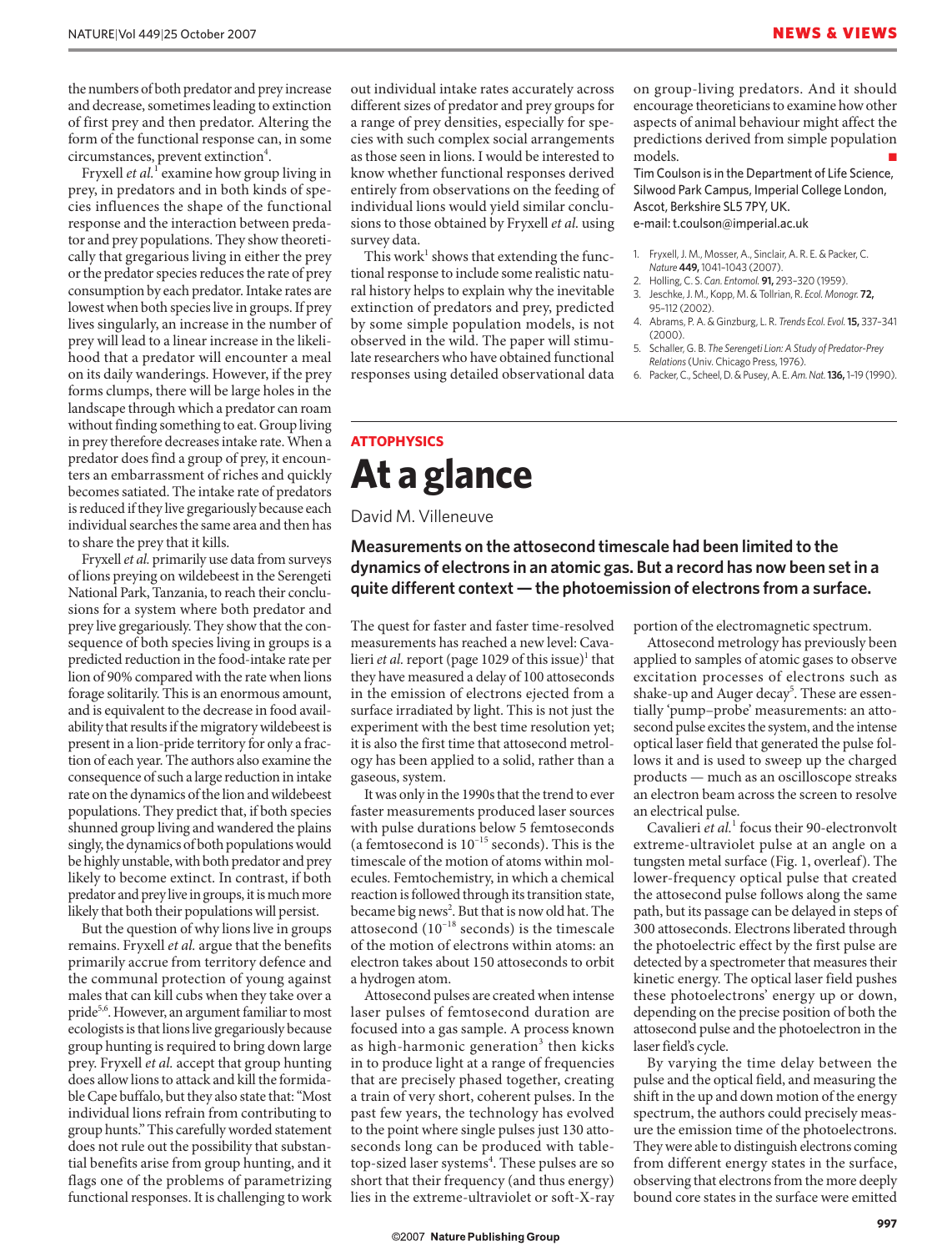the numbers of both predator and prey increase and decrease, sometimes leading to extinction of first prey and then predator. Altering the form of the functional response can, in some circumstances, prevent extinction[4].

Fryxell *et al.*[1] examine how group living in prey, in predators and in both kinds of species influences the shape of the functional response and the interaction between predator and prey populations. They show theoretically that gregarious living in either the prey or the predator species reduces the rate of prey consumption by each predator. Intake rates are lowest when both species live in groups. If prey lives singularly, an increase in the number of prey will lead to a linear increase in the likelihood that a predator will encounter a meal on its daily wanderings. However, if the prey forms clumps, there will be large holes in the landscape through which a predator can roam without finding something to eat. Group living in prey therefore decreases intake rate. When a predator does find a group of prey, it encounters an embarrassment of riches and quickly becomes satiated. The intake rate of predators is reduced if they live gregariously because each individual searches the same area and then has to share the prey that it kills.

Fryxell *et al.* primarily use data from surveys of lions preying on wildebeest in the Serengeti National Park, Tanzania, to reach their conclusions for a system where both predator and prey live gregariously. They show that the consequence of both species living in groups is a predicted reduction in the food-intake rate per lion of 90% compared with the rate when lions forage solitarily. This is an enormous amount, and is equivalent to the decrease in food availability that results if the migratory wildebeest is present in a lion-pride territory for only a fraction of each year. The authors also examine the consequence of such a large reduction in intake rate on the dynamics of the lion and wildebeest populations. They predict that, if both species shunned group living and wandered the plains singly, the dynamics of both populations would be highly unstable, with both predator and prey likely to become extinct. In contrast, if both predator and prey live in groups, it is much more likely that both their populations will persist.

But the question of why lions live in groups remains. Fryxell *et al.* argue that the benefits primarily accrue from territory defence and the communal protection of young against males that can kill cubs when they take over a pride[5,6]. However, an argument familiar to most ecologists is that lions live gregariously because group hunting is required to bring down large prey. Fryxell *et al.* accept that group hunting does allow lions to attack and kill the formidable Cape buffalo, but they also state that: "Most individual lions refrain from contributing to group hunts." This carefully worded statement does not rule out the possibility that substantial benefits arise from group hunting, and it flags one of the problems of parametrizing functional responses. It is challenging to work out individual intake rates accurately across different sizes of predator and prey groups for a range of prey densities, especially for species with such complex social arrangements as those seen in lions. I would be interested to know whether functional responses derived entirely from observations on the feeding of individual lions would yield similar conclusions to those obtained by Fryxell *et al.* using survey data.

This work[1] shows that extending the functional response to include some realistic natural history helps to explain why the inevitable extinction of predators and prey, predicted by some simple population models, is not observed in the wild. The paper will stimulate researchers who have obtained functional responses using detailed observational data on group-living predators. And it should encourage theoreticians to examine how other aspects of animal behaviour might affect the predictions derived from simple population models. ■

Tim Coulson is in the Department of Life Science, Silwood Park Campus, Imperial College London, Ascot, Berkshire SL5 7PY, UK.
e-mail: t.coulson@imperial.ac.uk

1. Fryxell, J. M., Mosser, A., Sinclair, A. R. E. & Packer, C. *Nature* **449**, 1041–1043 (2007).
2. Holling, C. S. *Can. Entomol.* **91**, 293–320 (1959).
3. Jeschke, J. M., Kopp, M. & Tollrian, R. *Ecol. Monogr.* **72**, 95–112 (2002).
4. Abrams, P. A. & Ginzburg, L. R. *Trends Ecol. Evol.* **15**, 337–341 (2000).
5. Schaller, G. B. *The Serengeti Lion: A Study of Predator-Prey Relations* (Univ. Chicago Press, 1976).
6. Packer, C., Scheel, D. & Pusey, A. E. *Am. Nat.* **136**, 1–19 (1990).

ATTOPHYSICS

# At a glance

David M. Villeneuve

**Measurements on the attosecond timescale had been limited to the dynamics of electrons in an atomic gas. But a record has now been set in a quite different context — the photoemission of electrons from a surface.**

The quest for faster and faster time-resolved measurements has reached a new level: Cavalieri *et al.* report (page 1029 of this issue)[1] that they have measured a delay of 100 attoseconds in the emission of electrons ejected from a surface irradiated by light. This is not just the experiment with the best time resolution yet; it is also the first time that attosecond metrology has been applied to a solid, rather than a gaseous, system.

It was only in the 1990s that the trend to ever faster measurements produced laser sources with pulse durations below 5 femtoseconds (a femtosecond is $10^{-15}$ seconds). This is the timescale of the motion of atoms within molecules. Femtochemistry, in which a chemical reaction is followed through its transition state, became big news[2]. But that is now old hat. The attosecond ($10^{-18}$ seconds) is the timescale of the motion of electrons within atoms: an electron takes about 150 attoseconds to orbit a hydrogen atom.

Attosecond pulses are created when intense laser pulses of femtosecond duration are focused into a gas sample. A process known as high-harmonic generation[3] then kicks in to produce light at a range of frequencies that are precisely phased together, creating a train of very short, coherent pulses. In the past few years, the technology has evolved to the point where single pulses just 130 attoseconds long can be produced with table-top-sized laser systems[4]. These pulses are so short that their frequency (and thus energy) lies in the extreme-ultraviolet or soft-X-ray portion of the electromagnetic spectrum.

Attosecond metrology has previously been applied to samples of atomic gases to observe excitation processes of electrons such as shake-up and Auger decay[5]. These are essentially 'pump–probe' measurements: an attosecond pulse excites the system, and the intense optical laser field that generated the pulse follows it and is used to sweep up the charged products — much as an oscilloscope streaks an electron beam across the screen to resolve an electrical pulse.

Cavalieri *et al.*[1] focus their 90-electronvolt extreme-ultraviolet pulse at an angle on a tungsten metal surface (Fig. 1, overleaf). The lower-frequency optical pulse that created the attosecond pulse follows along the same path, but its passage can be delayed in steps of 300 attoseconds. Electrons liberated through the photoelectric effect by the first pulse are detected by a spectrometer that measures their kinetic energy. The optical laser field pushes these photoelectrons' energy up or down, depending on the precise position of both the attosecond pulse and the photoelectron in the laser field's cycle.

By varying the time delay between the pulse and the optical field, and measuring the shift in the up and down motion of the energy spectrum, the authors could precisely measure the emission time of the photoelectrons. They were able to distinguish electrons coming from different energy states in the surface, observing that electrons from the more deeply bound core states in the surface were emitted